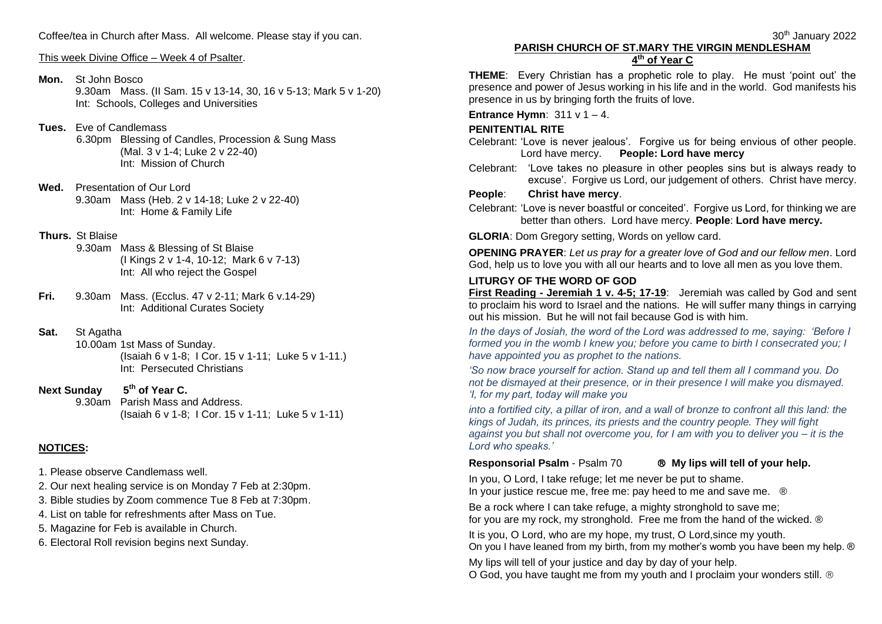Coffee/tea in Church after Mass. All welcome. Please stay if you can.

This week Divine Office – Week 4 of Psalter.

**Mon.** St John Bosco
9.30am Mass. (II Sam. 15 v 13-14, 30, 16 v 5-13; Mark 5 v 1-20)
Int: Schools, Colleges and Universities

**Tues.** Eve of Candlemass
6.30pm Blessing of Candles, Procession & Sung Mass
(Mal. 3 v 1-4; Luke 2 v 22-40)
Int: Mission of Church

**Wed.** Presentation of Our Lord
9.30am Mass (Heb. 2 v 14-18; Luke 2 v 22-40)
Int: Home & Family Life

**Thurs.** St Blaise
9.30am Mass & Blessing of St Blaise
(I Kings 2 v 1-4, 10-12; Mark 6 v 7-13)
Int: All who reject the Gospel

**Fri.** 9.30am Mass. (Ecclus. 47 v 2-11; Mark 6 v.14-29)
Int: Additional Curates Society

**Sat.** St Agatha
10.00am 1st Mass of Sunday.
(Isaiah 6 v 1-8; I Cor. 15 v 1-11; Luke 5 v 1-11.)
Int: Persecuted Christians

**Next Sunday 5th of Year C.**
9.30am Parish Mass and Address.
(Isaiah 6 v 1-8; I Cor. 15 v 1-11; Luke 5 v 1-11)

**NOTICES:**

1. Please observe Candlemass well.
2. Our next healing service is on Monday 7 Feb at 2:30pm.
3. Bible studies by Zoom commence Tue 8 Feb at 7:30pm.
4. List on table for refreshments after Mass on Tue.
5. Magazine for Feb is available in Church.
6. Electoral Roll revision begins next Sunday.

30th January 2022

## PARISH CHURCH OF ST.MARY THE VIRGIN MENDLESHAM

### 4th of Year C

**THEME**: Every Christian has a prophetic role to play. He must 'point out' the presence and power of Jesus working in his life and in the world. God manifests his presence in us by bringing forth the fruits of love.

**Entrance Hymn**: 311 v 1 – 4.

**PENITENTIAL RITE**

Celebrant: 'Love is never jealous'. Forgive us for being envious of other people. Lord have mercy. **People: Lord have mercy**

Celebrant: 'Love takes no pleasure in other peoples sins but is always ready to excuse'. Forgive us Lord, our judgement of others. Christ have mercy.

**People**: **Christ have mercy**.

Celebrant: 'Love is never boastful or conceited'. Forgive us Lord, for thinking we are better than others. Lord have mercy. **People**: **Lord have mercy.**

**GLORIA**: Dom Gregory setting, Words on yellow card.

**OPENING PRAYER**: *Let us pray for a greater love of God and our fellow men*. Lord God, help us to love you with all our hearts and to love all men as you love them.

**LITURGY OF THE WORD OF GOD**

**First Reading - Jeremiah 1 v. 4-5; 17-19**: Jeremiah was called by God and sent to proclaim his word to Israel and the nations. He will suffer many things in carrying out his mission. But he will not fail because God is with him.

*In the days of Josiah, the word of the Lord was addressed to me, saying: 'Before I formed you in the womb I knew you; before you came to birth I consecrated you; I have appointed you as prophet to the nations.*

*'So now brace yourself for action. Stand up and tell them all I command you. Do not be dismayed at their presence, or in their presence I will make you dismayed. 'I, for my part, today will make you*

*into a fortified city, a pillar of iron, and a wall of bronze to confront all this land: the kings of Judah, its princes, its priests and the country people. They will fight against you but shall not overcome you, for I am with you to deliver you – it is the Lord who speaks.'*

**Responsorial Psalm** - Psalm 70 **® My lips will tell of your help.**

In you, O Lord, I take refuge; let me never be put to shame.
In your justice rescue me, free me: pay heed to me and save me. ®

Be a rock where I can take refuge, a mighty stronghold to save me;
for you are my rock, my stronghold. Free me from the hand of the wicked. ®

It is you, O Lord, who are my hope, my trust, O Lord,since my youth.
On you I have leaned from my birth, from my mother's womb you have been my help. ®

My lips will tell of your justice and day by day of your help.
O God, you have taught me from my youth and I proclaim your wonders still. ®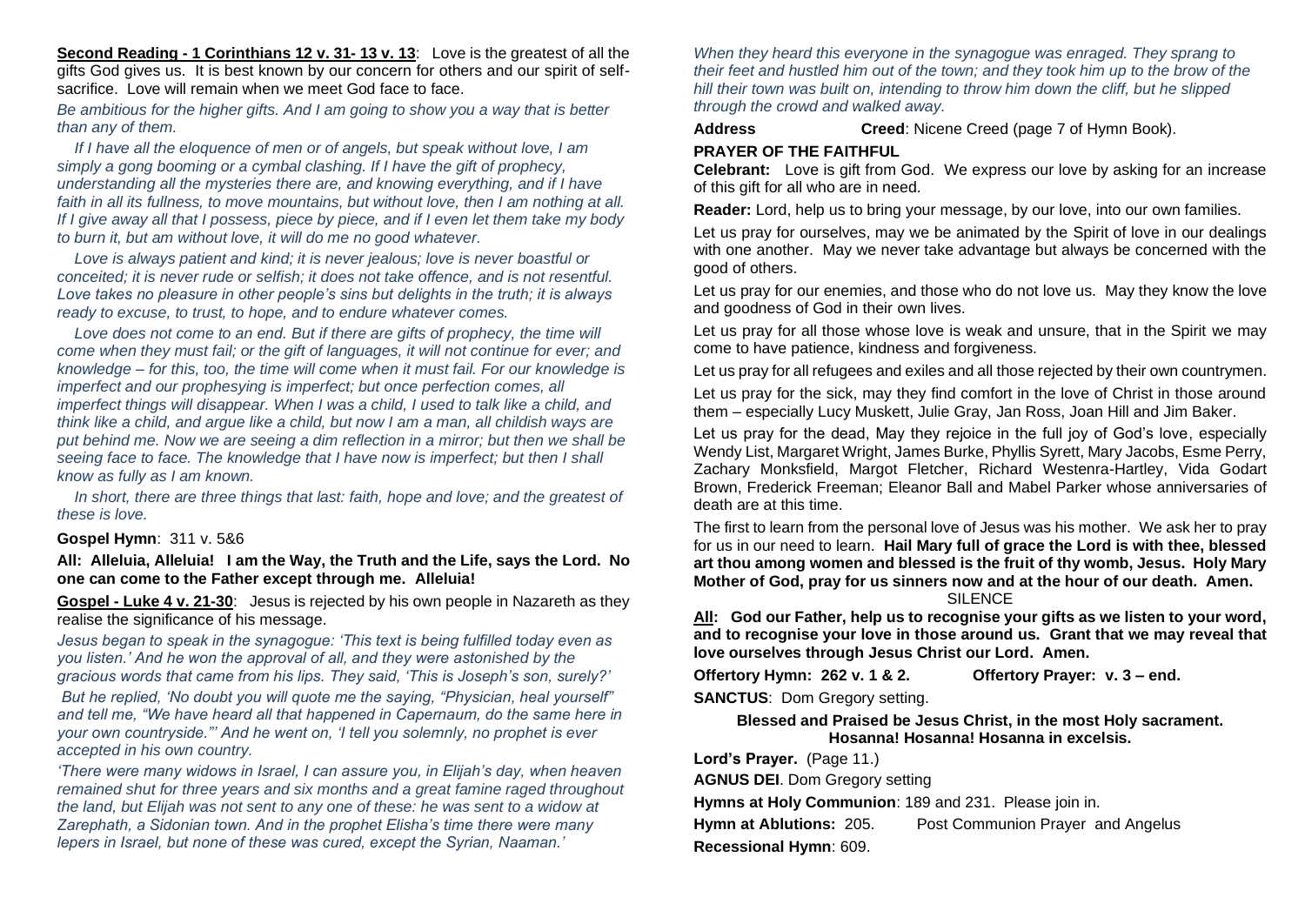**Second Reading - 1 Corinthians 12 v. 31- 13 v. 13**: Love is the greatest of all the gifts God gives us. It is best known by our concern for others and our spirit of self-sacrifice. Love will remain when we meet God face to face.

*Be ambitious for the higher gifts. And I am going to show you a way that is better than any of them.*

*If I have all the eloquence of men or of angels, but speak without love, I am simply a gong booming or a cymbal clashing. If I have the gift of prophecy, understanding all the mysteries there are, and knowing everything, and if I have faith in all its fullness, to move mountains, but without love, then I am nothing at all. If I give away all that I possess, piece by piece, and if I even let them take my body to burn it, but am without love, it will do me no good whatever.*

*Love is always patient and kind; it is never jealous; love is never boastful or conceited; it is never rude or selfish; it does not take offence, and is not resentful. Love takes no pleasure in other people's sins but delights in the truth; it is always ready to excuse, to trust, to hope, and to endure whatever comes.*

*Love does not come to an end. But if there are gifts of prophecy, the time will come when they must fail; or the gift of languages, it will not continue for ever; and knowledge – for this, too, the time will come when it must fail. For our knowledge is imperfect and our prophesying is imperfect; but once perfection comes, all imperfect things will disappear. When I was a child, I used to talk like a child, and think like a child, and argue like a child, but now I am a man, all childish ways are put behind me. Now we are seeing a dim reflection in a mirror; but then we shall be seeing face to face. The knowledge that I have now is imperfect; but then I shall know as fully as I am known.*

*In short, there are three things that last: faith, hope and love; and the greatest of these is love.*

**Gospel Hymn**: 311 v. 5&6

**All: Alleluia, Alleluia! I am the Way, the Truth and the Life, says the Lord. No one can come to the Father except through me. Alleluia!**

**Gospel - Luke 4 v. 21-30**: Jesus is rejected by his own people in Nazareth as they realise the significance of his message.

*Jesus began to speak in the synagogue: 'This text is being fulfilled today even as you listen.' And he won the approval of all, and they were astonished by the gracious words that came from his lips. They said, 'This is Joseph's son, surely?'*

*But he replied, 'No doubt you will quote me the saying, "Physician, heal yourself" and tell me, "We have heard all that happened in Capernaum, do the same here in your own countryside."' And he went on, 'I tell you solemnly, no prophet is ever accepted in his own country.*

*'There were many widows in Israel, I can assure you, in Elijah's day, when heaven remained shut for three years and six months and a great famine raged throughout the land, but Elijah was not sent to any one of these: he was sent to a widow at Zarephath, a Sidonian town. And in the prophet Elisha's time there were many lepers in Israel, but none of these was cured, except the Syrian, Naaman.'*

*When they heard this everyone in the synagogue was enraged. They sprang to their feet and hustled him out of the town; and they took him up to the brow of the hill their town was built on, intending to throw him down the cliff, but he slipped through the crowd and walked away.*

**Address** **Creed**: Nicene Creed (page 7 of Hymn Book).

**PRAYER OF THE FAITHFUL**

**Celebrant:** Love is gift from God. We express our love by asking for an increase of this gift for all who are in need.

**Reader:** Lord, help us to bring your message, by our love, into our own families.

Let us pray for ourselves, may we be animated by the Spirit of love in our dealings with one another. May we never take advantage but always be concerned with the good of others.

Let us pray for our enemies, and those who do not love us. May they know the love and goodness of God in their own lives.

Let us pray for all those whose love is weak and unsure, that in the Spirit we may come to have patience, kindness and forgiveness.

Let us pray for all refugees and exiles and all those rejected by their own countrymen.

Let us pray for the sick, may they find comfort in the love of Christ in those around them – especially Lucy Muskett, Julie Gray, Jan Ross, Joan Hill and Jim Baker.

Let us pray for the dead, May they rejoice in the full joy of God's love, especially Wendy List, Margaret Wright, James Burke, Phyllis Syrett, Mary Jacobs, Esme Perry, Zachary Monksfield, Margot Fletcher, Richard Westenra-Hartley, Vida Godart Brown, Frederick Freeman; Eleanor Ball and Mabel Parker whose anniversaries of death are at this time.

The first to learn from the personal love of Jesus was his mother. We ask her to pray for us in our need to learn. **Hail Mary full of grace the Lord is with thee, blessed art thou among women and blessed is the fruit of thy womb, Jesus. Holy Mary Mother of God, pray for us sinners now and at the hour of our death. Amen.**

SILENCE

**All: God our Father, help us to recognise your gifts as we listen to your word, and to recognise your love in those around us. Grant that we may reveal that love ourselves through Jesus Christ our Lord. Amen.**

**Offertory Hymn: 262 v. 1 & 2.** **Offertory Prayer: v. 3 – end.**

**SANCTUS**: Dom Gregory setting.

**Blessed and Praised be Jesus Christ, in the most Holy sacrament. Hosanna! Hosanna! Hosanna in excelsis.**

**Lord's Prayer.** (Page 11.)

**AGNUS DEI**. Dom Gregory setting

**Hymns at Holy Communion**: 189 and 231. Please join in.

**Hymn at Ablutions:** 205. Post Communion Prayer and Angelus

**Recessional Hymn**: 609.